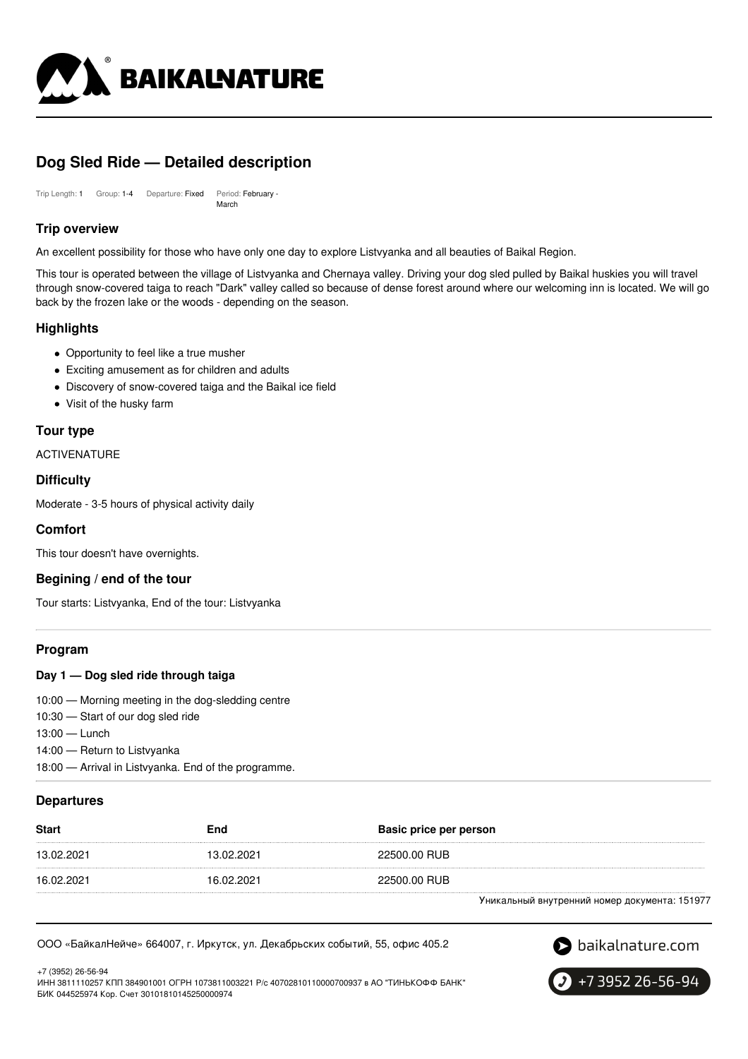# Dog Sled Ride — Detailed description

Trip Length: 1 Group: 1-4 Departure: Fixed Period: February - March

## Trip overview

An excellent possibility for those who have only one day to explore Listvyanka and all beauties of Baikal Region.

This tour is operated between the village of Listvyanka and Chernaya valley. Driving your dog sled pulled by Baikal huskies you will travel through snow-covered taiga to reach "Dark" valley called so because of dense forest around where our welcoming inn is located. We will go back by the frozen lake or the woods - depending on the season.

## Highlights

- Opportunity to feel like a true musher
- Exciting amusement as for children and adults
- Discovery of snow-covered taiga and the Baikal ice field
- Visit of the husky farm

## Tour type

ACTIVENATURE

## Difficulty

Moderate - 3-5 hours of physical activity daily

## Comfort

This tour doesn't have overnights.

## Begining / end of the tour

Tour starts: Listvyanka, End of the tour: Listvyanka

## Program

### Day 1 — Dog sled ride through taiga

10:00 — Morning meeting in the dog-sledding centre
10:30 — Start of our dog sled ride
13:00 — Lunch
14:00 — Return to Listvyanka
18:00 — Arrival in Listvyanka. End of the programme.

## Departures

| Start | End | Basic price per person |
| --- | --- | --- |
| 13.02.2021 | 13.02.2021 | 22500.00 RUB |
| 16.02.2021 | 16.02.2021 | 22500.00 RUB |

Уникальный внутренний номер документа: 151977

ООО «БайкалНейче» 664007, г. Иркутск, ул. Декабрьских событий, 55, офис 405.2

+7 (3952) 26-56-94
ИНН 3811110257 КПП 384901001 ОГРН 1073811003221 Р/с 40702810110000700937 в АО "ТИНЬКОФФ БАНК"
БИК 044525974 Кор. Счет 30101810145250000974

baikalnature.com

+7 3952 26-56-94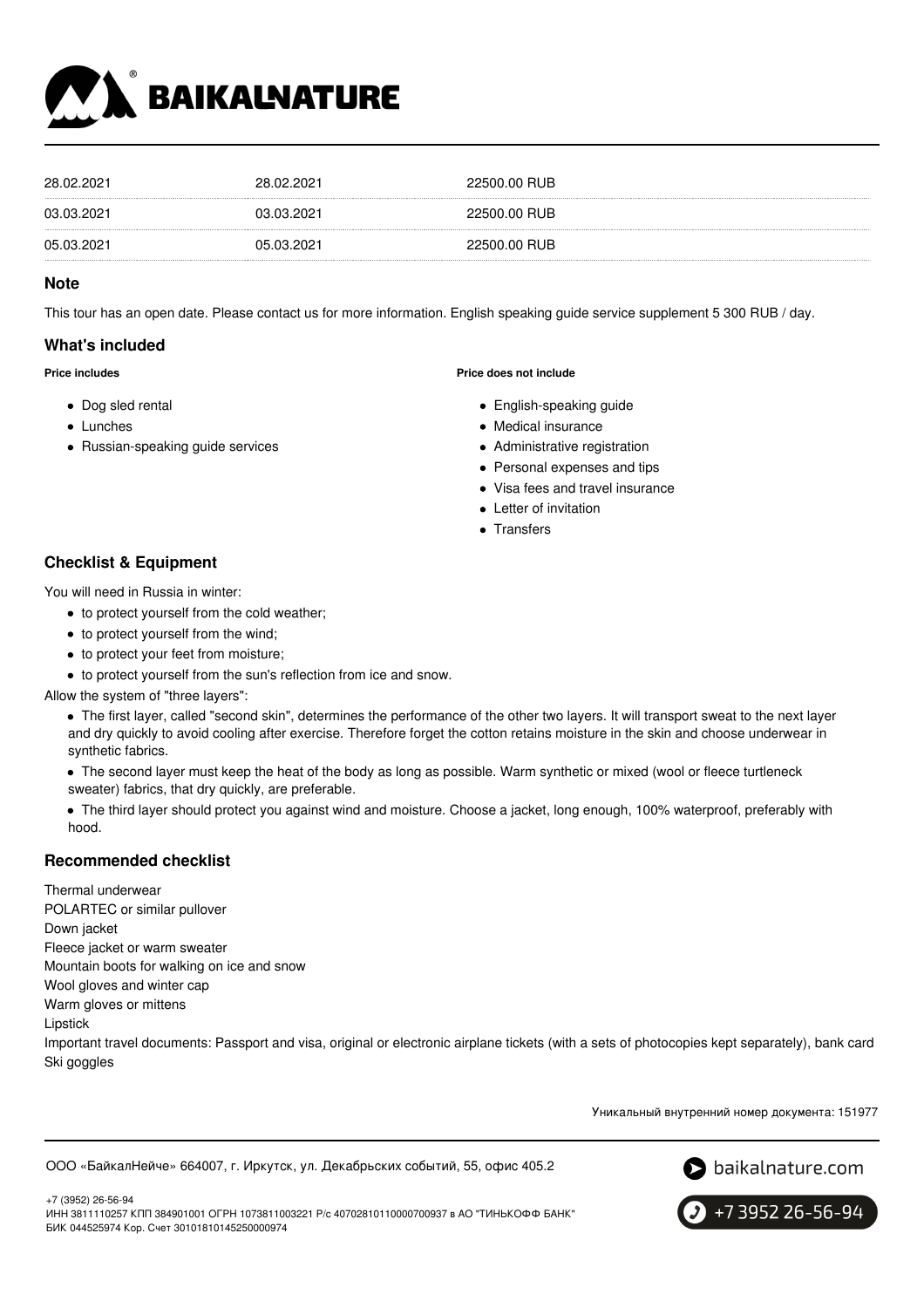| | | |
|---|---|---|
| 28.02.2021 | 28.02.2021 | 22500.00 RUB |
| 03.03.2021 | 03.03.2021 | 22500.00 RUB |
| 05.03.2021 | 05.03.2021 | 22500.00 RUB |

## Note

This tour has an open date. Please contact us for more information. English speaking guide service supplement 5 300 RUB / day.

## What's included

**Price includes**

- Dog sled rental
- Lunches
- Russian-speaking guide services

**Price does not include**

- English-speaking guide
- Medical insurance
- Administrative registration
- Personal expenses and tips
- Visa fees and travel insurance
- Letter of invitation
- Transfers

## Checklist & Equipment

You will need in Russia in winter:

- to protect yourself from the cold weather;
- to protect yourself from the wind;
- to protect your feet from moisture;
- to protect yourself from the sun's reflection from ice and snow.

Allow the system of "three layers":

- The first layer, called "second skin", determines the performance of the other two layers. It will transport sweat to the next layer and dry quickly to avoid cooling after exercise. Therefore forget the cotton retains moisture in the skin and choose underwear in synthetic fabrics.
- The second layer must keep the heat of the body as long as possible. Warm synthetic or mixed (wool or fleece turtleneck sweater) fabrics, that dry quickly, are preferable.
- The third layer should protect you against wind and moisture. Choose a jacket, long enough, 100% waterproof, preferably with hood.

## Recommended checklist

Thermal underwear
POLARTEC or similar pullover
Down jacket
Fleece jacket or warm sweater
Mountain boots for walking on ice and snow
Wool gloves and winter cap
Warm gloves or mittens
Lipstick
Important travel documents: Passport and visa, original or electronic airplane tickets (with a sets of photocopies kept separately), bank card
Ski goggles

Уникальный внутренний номер документа: 151977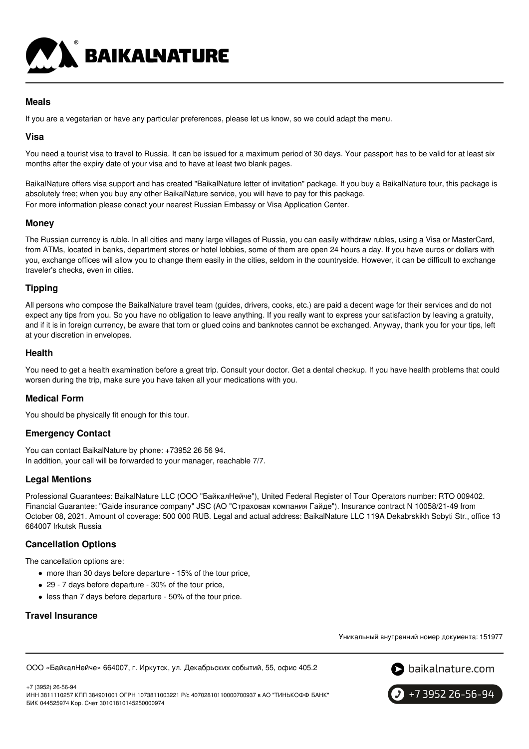## Meals

If you are a vegetarian or have any particular preferences, please let us know, so we could adapt the menu.

## Visa

You need a tourist visa to travel to Russia. It can be issued for a maximum period of 30 days. Your passport has to be valid for at least six months after the expiry date of your visa and to have at least two blank pages.

BaikalNature offers visa support and has created "BaikalNature letter of invitation" package. If you buy a BaikalNature tour, this package is absolutely free; when you buy any other BaikalNature service, you will have to pay for this package.
For more information please conact your nearest Russian Embassy or Visa Application Center.

## Money

The Russian currency is ruble. In all cities and many large villages of Russia, you can easily withdraw rubles, using a Visa or MasterCard, from ATMs, located in banks, department stores or hotel lobbies, some of them are open 24 hours a day. If you have euros or dollars with you, exchange offices will allow you to change them easily in the cities, seldom in the countryside. However, it can be difficult to exchange traveler's checks, even in cities.

## Tipping

All persons who compose the BaikalNature travel team (guides, drivers, cooks, etc.) are paid a decent wage for their services and do not expect any tips from you. So you have no obligation to leave anything. If you really want to express your satisfaction by leaving a gratuity, and if it is in foreign currency, be aware that torn or glued coins and banknotes cannot be exchanged. Anyway, thank you for your tips, left at your discretion in envelopes.

## Health

You need to get a health examination before a great trip. Consult your doctor. Get a dental checkup. If you have health problems that could worsen during the trip, make sure you have taken all your medications with you.

## Medical Form

You should be physically fit enough for this tour.

## Emergency Contact

You can contact BaikalNature by phone: +73952 26 56 94.
In addition, your call will be forwarded to your manager, reachable 7/7.

## Legal Mentions

Professional Guarantees: BaikalNature LLC (ООО "БайкалНейче"), United Federal Register of Tour Operators number: RTO 009402. Financial Guarantee: "Gaide insurance company" JSC (АО "Страховая компания Гайде"). Insurance contract N 10058/21-49 from October 08, 2021. Amount of coverage: 500 000 RUB. Legal and actual address: BaikalNature LLC 119A Dekabrskikh Sobyti Str., office 13 664007 Irkutsk Russia

## Cancellation Options

The cancellation options are:

- more than 30 days before departure - 15% of the tour price,
- 29 - 7 days before departure - 30% of the tour price,
- less than 7 days before departure - 50% of the tour price.

## Travel Insurance

Уникальный внутренний номер документа: 151977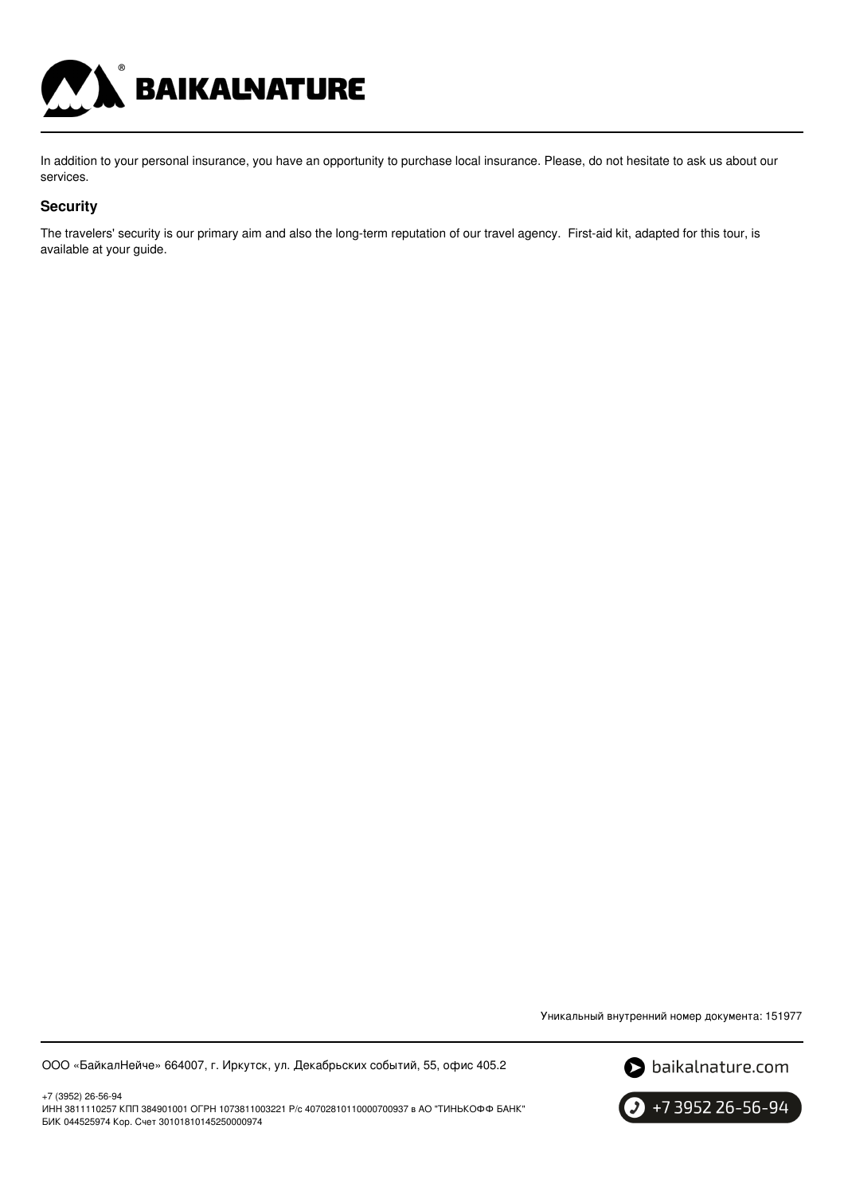In addition to your personal insurance, you have an opportunity to purchase local insurance. Please, do not hesitate to ask us about our services.

### Security

The travelers' security is our primary aim and also the long-term reputation of our travel agency.  First-aid kit, adapted for this tour, is available at your guide.

Уникальный внутренний номер документа: 151977